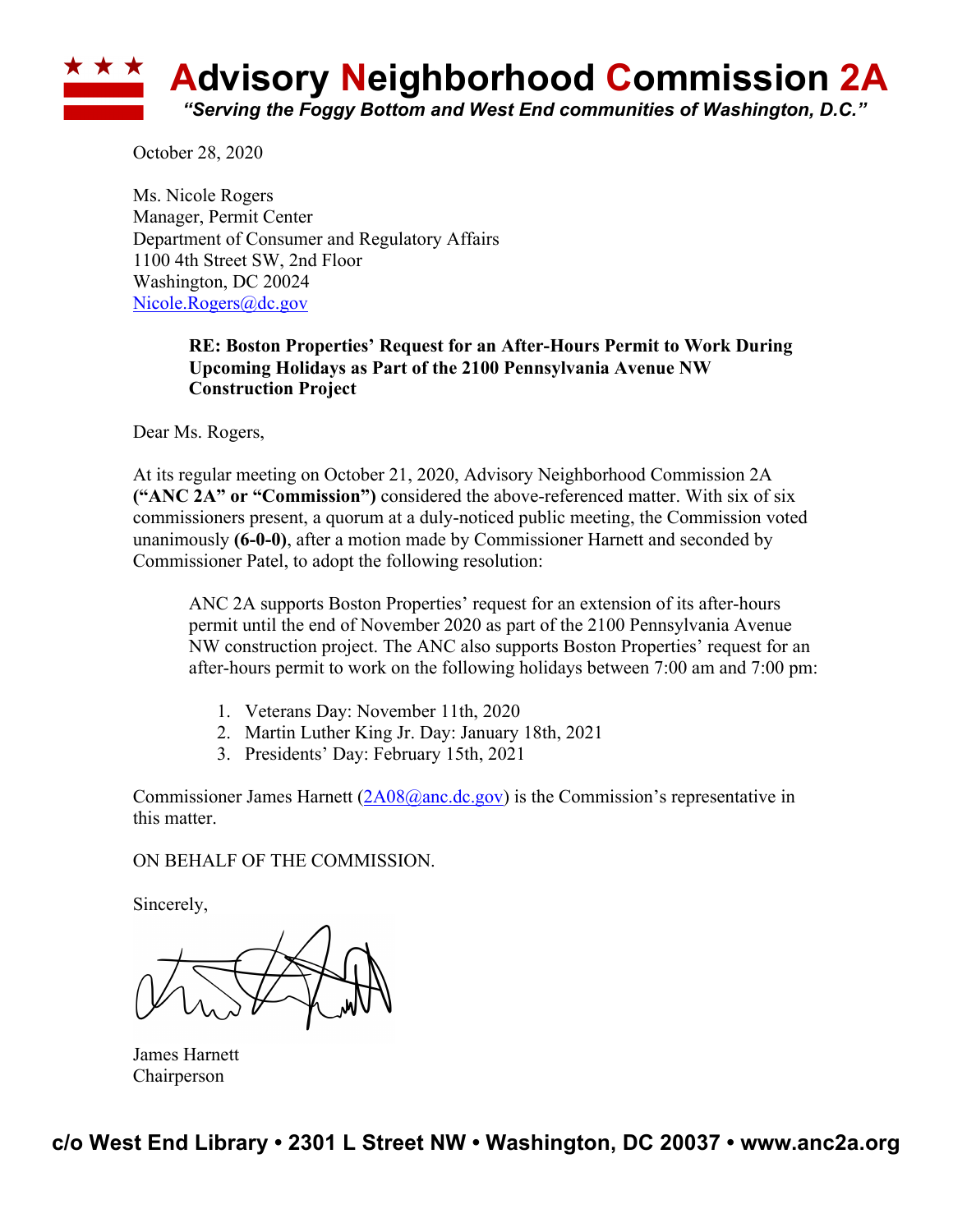# Advisory Neighborhood Commission 2A

*"Serving the Foggy Bottom and West End communities of Washington, D.C."*

October 28, 2020

Ms. Nicole Rogers
Manager, Permit Center
Department of Consumer and Regulatory Affairs
1100 4th Street SW, 2nd Floor
Washington, DC 20024
Nicole.Rogers@dc.gov

**RE: Boston Properties' Request for an After-Hours Permit to Work During Upcoming Holidays as Part of the 2100 Pennsylvania Avenue NW Construction Project**

Dear Ms. Rogers,

At its regular meeting on October 21, 2020, Advisory Neighborhood Commission 2A **("ANC 2A" or "Commission")** considered the above-referenced matter. With six of six commissioners present, a quorum at a duly-noticed public meeting, the Commission voted unanimously **(6-0-0)**, after a motion made by Commissioner Harnett and seconded by Commissioner Patel, to adopt the following resolution:

> ANC 2A supports Boston Properties' request for an extension of its after-hours permit until the end of November 2020 as part of the 2100 Pennsylvania Avenue NW construction project. The ANC also supports Boston Properties' request for an after-hours permit to work on the following holidays between 7:00 am and 7:00 pm:
>
> 1. Veterans Day: November 11th, 2020
> 2. Martin Luther King Jr. Day: January 18th, 2021
> 3. Presidents' Day: February 15th, 2021

Commissioner James Harnett (2A08@anc.dc.gov) is the Commission's representative in this matter.

ON BEHALF OF THE COMMISSION.

Sincerely,

James Harnett
Chairperson

c/o West End Library • 2301 L Street NW • Washington, DC 20037 • www.anc2a.org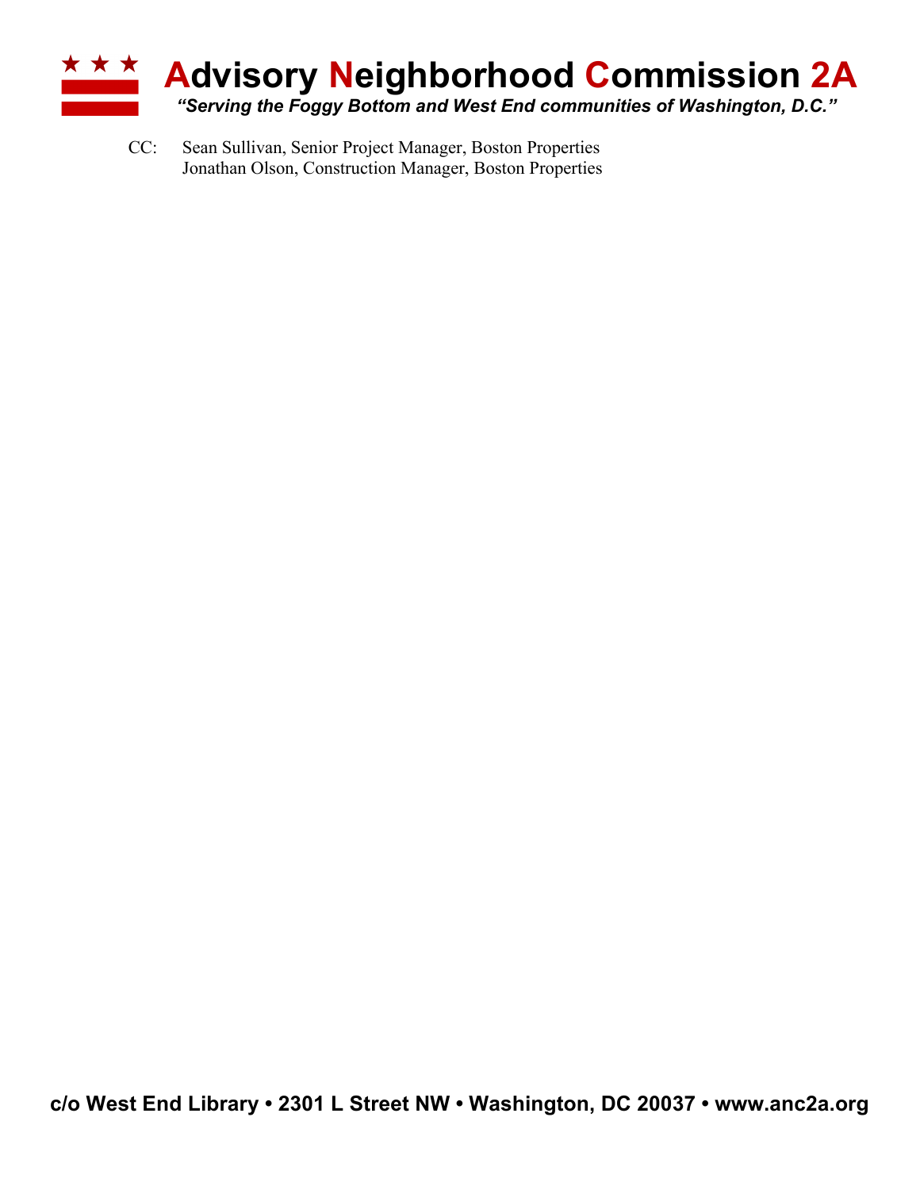CC: Sean Sullivan, Senior Project Manager, Boston Properties
Jonathan Olson, Construction Manager, Boston Properties